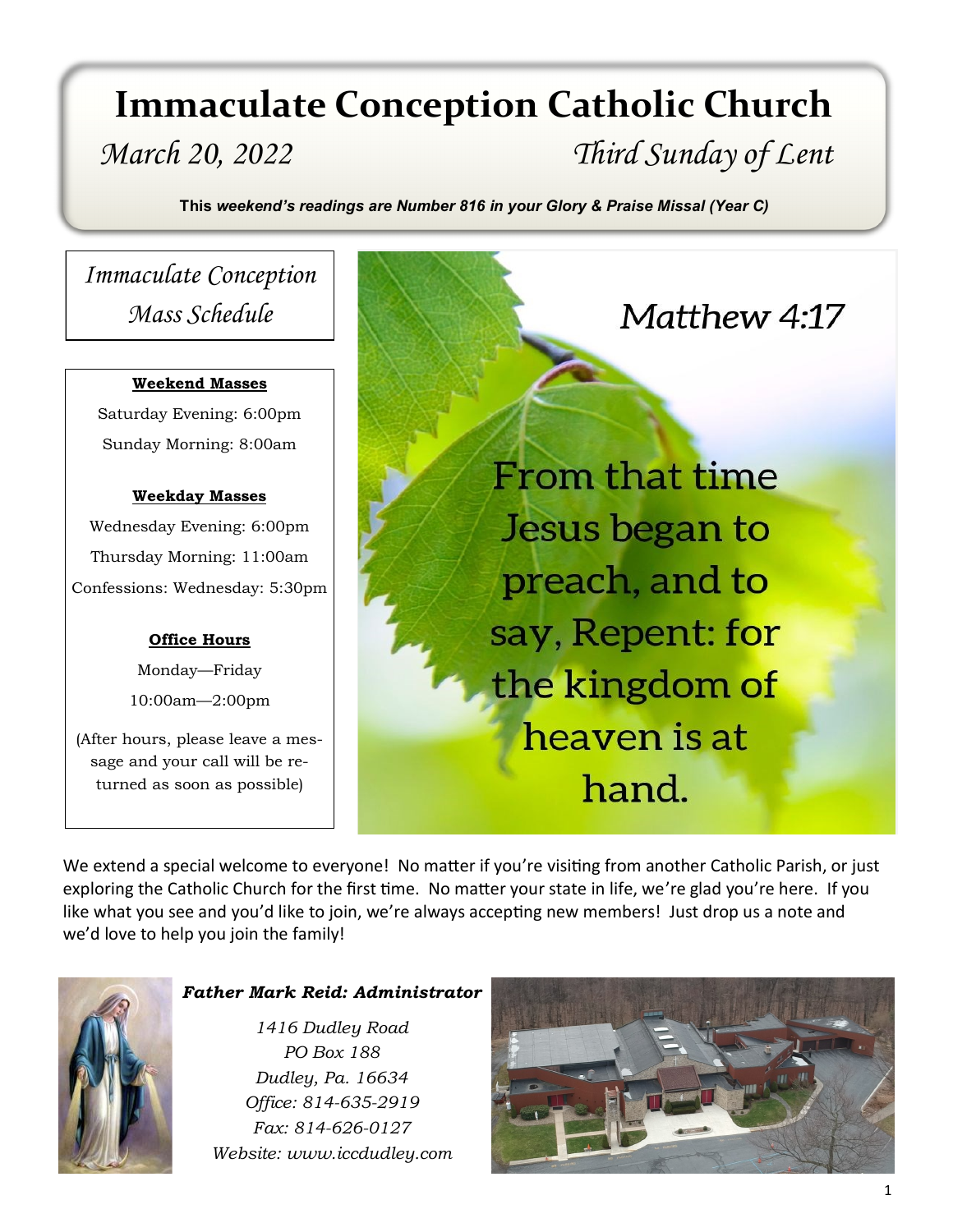# Immaculate Conception Catholic Church

*March 20, 2022* *Third Sunday of Lent*

**This *weekend's readings are Number 816 in your Glory & Praise Missal (Year C)***

## *Immaculate Conception Mass Schedule*

**Weekend Masses**

Saturday Evening: 6:00pm

Sunday Morning: 8:00am

**Weekday Masses**

Wednesday Evening: 6:00pm

Thursday Morning: 11:00am

Confessions: Wednesday: 5:30pm

**Office Hours**

Monday—Friday

10:00am—2:00pm

(After hours, please leave a message and your call will be returned as soon as possible)

*Matthew 4:17*

From that time Jesus began to preach, and to say, Repent: for the kingdom of heaven is at hand.

We extend a special welcome to everyone! No matter if you're visiting from another Catholic Parish, or just exploring the Catholic Church for the first time. No matter your state in life, we're glad you're here. If you like what you see and you'd like to join, we're always accepting new members! Just drop us a note and we'd love to help you join the family!

***Father Mark Reid: Administrator***

*1416 Dudley Road*
*PO Box 188*
*Dudley, Pa. 16634*
*Office: 814-635-2919*
*Fax: 814-626-0127*
*Website: www.iccdudley.com*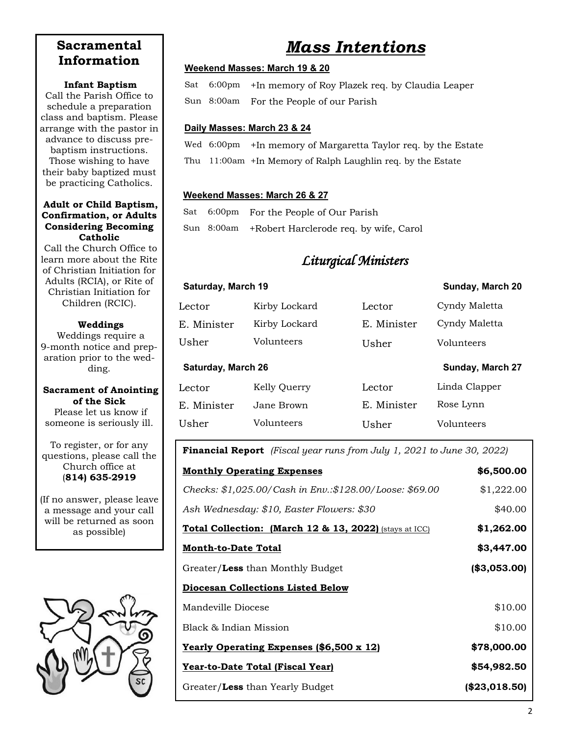## Sacramental Information

**Infant Baptism**

Call the Parish Office to schedule a preparation class and baptism. Please arrange with the pastor in advance to discuss pre-baptism instructions. Those wishing to have their baby baptized must be practicing Catholics.

**Adult or Child Baptism, Confirmation, or Adults Considering Becoming Catholic**

Call the Church Office to learn more about the Rite of Christian Initiation for Adults (RCIA), or Rite of Christian Initiation for Children (RCIC).

**Weddings**

Weddings require a 9-month notice and preparation prior to the wedding.

**Sacrament of Anointing of the Sick**

Please let us know if someone is seriously ill.

To register, or for any questions, please call the Church office at (**814) 635-2919**

(If no answer, please leave a message and your call will be returned as soon as possible)

# *Mass Intentions*

**Weekend Masses: March 19 & 20**

| | | |
|---|---|---|
| Sat | 6:00pm | +In memory of Roy Plazek req. by Claudia Leaper |
| Sun | 8:00am | For the People of our Parish |

**Daily Masses: March 23 & 24**

| | | |
|---|---|---|
| Wed | 6:00pm | +In memory of Margaretta Taylor req. by the Estate |
| Thu | 11:00am | +In Memory of Ralph Laughlin req. by the Estate |

**Weekend Masses: March 26 & 27**

| | | |
|---|---|---|
| Sat | 6:00pm | For the People of Our Parish |
| Sun | 8:00am | +Robert Harclerode req. by wife, Carol |

## *Liturgical Ministers*

| Saturday, March 19 | | | Sunday, March 20 |
|---|---|---|---|
| Lector | Kirby Lockard | Lector | Cyndy Maletta |
| E. Minister | Kirby Lockard | E. Minister | Cyndy Maletta |
| Usher | Volunteers | Usher | Volunteers |
| **Saturday, March 26** | | | **Sunday, March 27** |
| Lector | Kelly Querry | Lector | Linda Clapper |
| E. Minister | Jane Brown | E. Minister | Rose Lynn |
| Usher | Volunteers | Usher | Volunteers |

**Financial Report** *(Fiscal year runs from July 1, 2021 to June 30, 2022)*

| | |
|---|---|
| **Monthly Operating Expenses** | **$6,500.00** |
| *Checks: $1,025.00/Cash in Env.:$128.00/Loose: $69.00* | $1,222.00 |
| *Ash Wednesday: $10, Easter Flowers: $30* | $40.00 |
| **Total Collection: (March 12 & 13, 2022)** (stays at ICC) | **$1,262.00** |
| **Month-to-Date Total** | **$3,447.00** |
| Greater/**Less** than Monthly Budget | **($3,053.00)** |
| **Diocesan Collections Listed Below** | |
| Mandeville Diocese | $10.00 |
| Black & Indian Mission | $10.00 |
| **Yearly Operating Expenses ($6,500 x 12)** | **$78,000.00** |
| **Year-to-Date Total (Fiscal Year)** | **$54,982.50** |
| Greater/**Less** than Yearly Budget | **($23,018.50)** |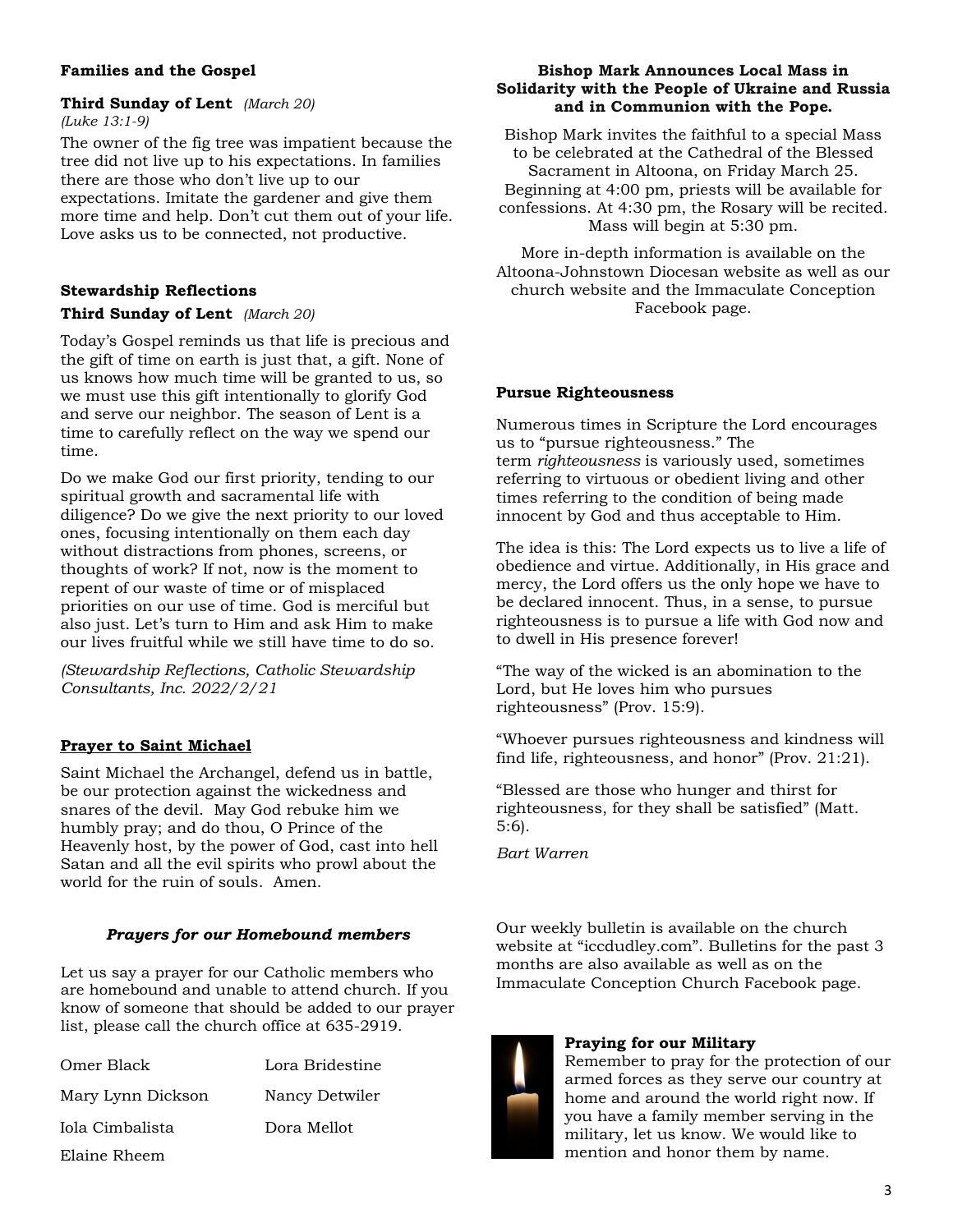## Families and the Gospel

**Third Sunday of Lent** *(March 20)*
*(Luke 13:1-9)*

The owner of the fig tree was impatient because the tree did not live up to his expectations. In families there are those who don't live up to our expectations. Imitate the gardener and give them more time and help. Don't cut them out of your life. Love asks us to be connected, not productive.

## Stewardship Reflections

**Third Sunday of Lent** *(March 20)*

Today's Gospel reminds us that life is precious and the gift of time on earth is just that, a gift. None of us knows how much time will be granted to us, so we must use this gift intentionally to glorify God and serve our neighbor. The season of Lent is a time to carefully reflect on the way we spend our time.

Do we make God our first priority, tending to our spiritual growth and sacramental life with diligence? Do we give the next priority to our loved ones, focusing intentionally on them each day without distractions from phones, screens, or thoughts of work? If not, now is the moment to repent of our waste of time or of misplaced priorities on our use of time. God is merciful but also just. Let's turn to Him and ask Him to make our lives fruitful while we still have time to do so.

*(Stewardship Reflections, Catholic Stewardship Consultants, Inc. 2022/2/21*

## Prayer to Saint Michael

Saint Michael the Archangel, defend us in battle, be our protection against the wickedness and snares of the devil. May God rebuke him we humbly pray; and do thou, O Prince of the Heavenly host, by the power of God, cast into hell Satan and all the evil spirits who prowl about the world for the ruin of souls. Amen.

## *Prayers for our Homebound members*

Let us say a prayer for our Catholic members who are homebound and unable to attend church. If you know of someone that should be added to our prayer list, please call the church office at 635-2919.

| | |
|---|---|
| Omer Black | Lora Bridestine |
| Mary Lynn Dickson | Nancy Detwiler |
| Iola Cimbalista | Dora Mellot |
| Elaine Rheem | |

## Bishop Mark Announces Local Mass in Solidarity with the People of Ukraine and Russia and in Communion with the Pope.

Bishop Mark invites the faithful to a special Mass to be celebrated at the Cathedral of the Blessed Sacrament in Altoona, on Friday March 25. Beginning at 4:00 pm, priests will be available for confessions. At 4:30 pm, the Rosary will be recited. Mass will begin at 5:30 pm.

More in-depth information is available on the Altoona-Johnstown Diocesan website as well as our church website and the Immaculate Conception Facebook page.

## Pursue Righteousness

Numerous times in Scripture the Lord encourages us to "pursue righteousness." The term *righteousness* is variously used, sometimes referring to virtuous or obedient living and other times referring to the condition of being made innocent by God and thus acceptable to Him.

The idea is this: The Lord expects us to live a life of obedience and virtue. Additionally, in His grace and mercy, the Lord offers us the only hope we have to be declared innocent. Thus, in a sense, to pursue righteousness is to pursue a life with God now and to dwell in His presence forever!

"The way of the wicked is an abomination to the Lord, but He loves him who pursues righteousness" (Prov. 15:9).

"Whoever pursues righteousness and kindness will find life, righteousness, and honor" (Prov. 21:21).

"Blessed are those who hunger and thirst for righteousness, for they shall be satisfied" (Matt. 5:6).

*Bart Warren*

Our weekly bulletin is available on the church website at "iccdudley.com". Bulletins for the past 3 months are also available as well as on the Immaculate Conception Church Facebook page.

## Praying for our Military

Remember to pray for the protection of our armed forces as they serve our country at home and around the world right now. If you have a family member serving in the military, let us know. We would like to mention and honor them by name.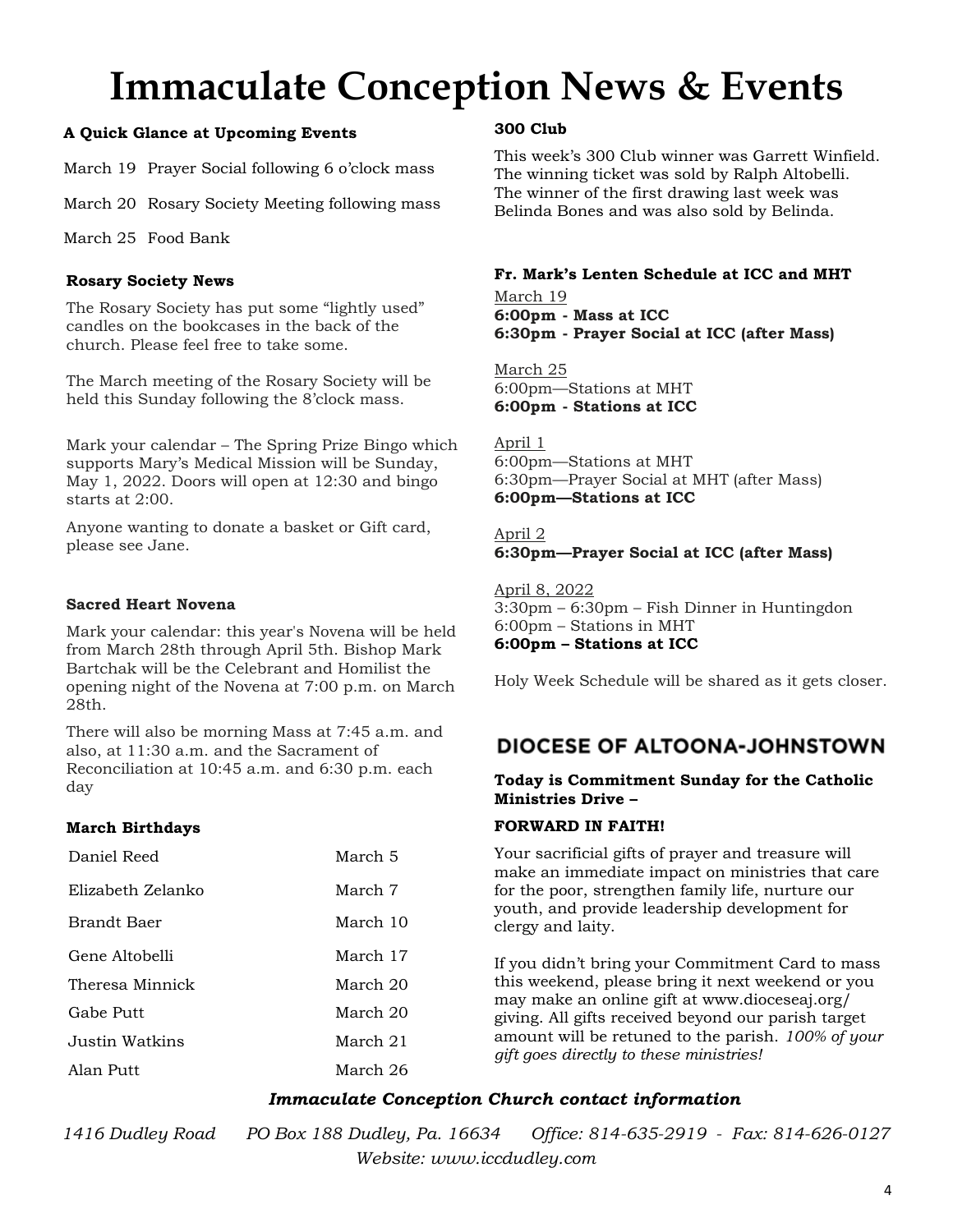# Immaculate Conception News & Events

**A Quick Glance at Upcoming Events**

March 19 Prayer Social following 6 o'clock mass

March 20 Rosary Society Meeting following mass

March 25 Food Bank

**Rosary Society News**

The Rosary Society has put some "lightly used" candles on the bookcases in the back of the church. Please feel free to take some.

The March meeting of the Rosary Society will be held this Sunday following the 8'clock mass.

Mark your calendar – The Spring Prize Bingo which supports Mary's Medical Mission will be Sunday, May 1, 2022. Doors will open at 12:30 and bingo starts at 2:00.

Anyone wanting to donate a basket or Gift card, please see Jane.

**Sacred Heart Novena**

Mark your calendar: this year's Novena will be held from March 28th through April 5th. Bishop Mark Bartchak will be the Celebrant and Homilist the opening night of the Novena at 7:00 p.m. on March 28th.

There will also be morning Mass at 7:45 a.m. and also, at 11:30 a.m. and the Sacrament of Reconciliation at 10:45 a.m. and 6:30 p.m. each day

**March Birthdays**

| | |
|---|---|
| Daniel Reed | March 5 |
| Elizabeth Zelanko | March 7 |
| Brandt Baer | March 10 |
| Gene Altobelli | March 17 |
| Theresa Minnick | March 20 |
| Gabe Putt | March 20 |
| Justin Watkins | March 21 |
| Alan Putt | March 26 |

**300 Club**

This week's 300 Club winner was Garrett Winfield. The winning ticket was sold by Ralph Altobelli. The winner of the first drawing last week was Belinda Bones and was also sold by Belinda.

**Fr. Mark's Lenten Schedule at ICC and MHT**

March 19
**6:00pm - Mass at ICC**
**6:30pm - Prayer Social at ICC (after Mass)**

March 25
6:00pm—Stations at MHT
**6:00pm - Stations at ICC**

April 1
6:00pm—Stations at MHT
6:30pm—Prayer Social at MHT (after Mass)
**6:00pm—Stations at ICC**

April 2
**6:30pm—Prayer Social at ICC (after Mass)**

April 8, 2022
3:30pm – 6:30pm – Fish Dinner in Huntingdon
6:00pm – Stations in MHT
**6:00pm – Stations at ICC**

Holy Week Schedule will be shared as it gets closer.

## DIOCESE OF ALTOONA-JOHNSTOWN

**Today is Commitment Sunday for the Catholic Ministries Drive –**

**FORWARD IN FAITH!**

Your sacrificial gifts of prayer and treasure will make an immediate impact on ministries that care for the poor, strengthen family life, nurture our youth, and provide leadership development for clergy and laity.

If you didn't bring your Commitment Card to mass this weekend, please bring it next weekend or you may make an online gift at www.dioceseaj.org/giving. All gifts received beyond our parish target amount will be retuned to the parish. *100% of your gift goes directly to these ministries!*

***Immaculate Conception Church contact information***

*1416 Dudley Road PO Box 188 Dudley, Pa. 16634 Office: 814-635-2919 - Fax: 814-626-0127*
*Website: www.iccdudley.com*